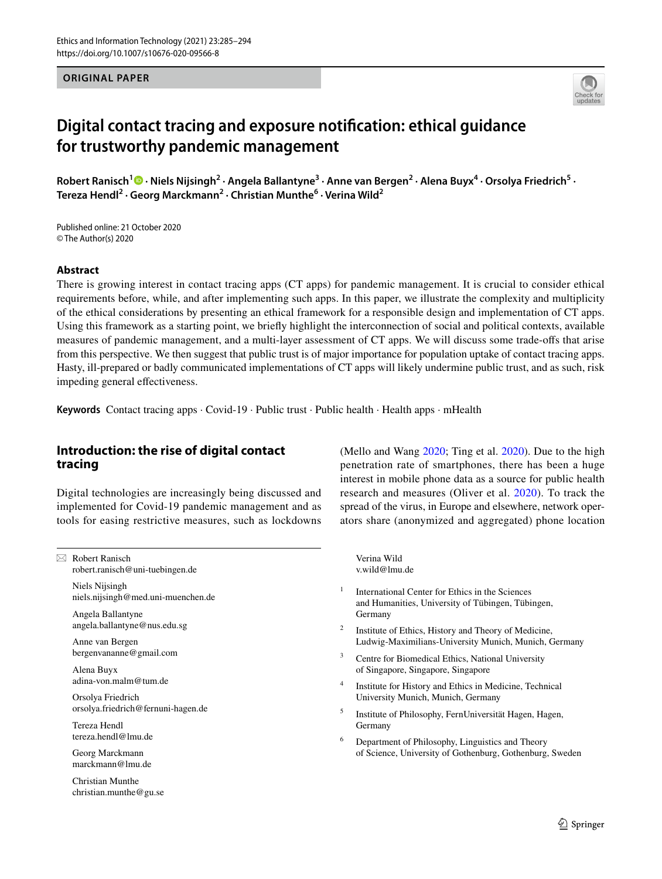ORIGINAL PAPER

# Digital contact tracing and exposure notification: ethical guidance for trustworthy pandemic management

**Robert Ranisch[1] · Niels Nijsingh[2] · Angela Ballantyne[3] · Anne van Bergen[2] · Alena Buyx[4] · Orsolya Friedrich[5] · Tereza Hendl[2] · Georg Marckmann[2] · Christian Munthe[6] · Verina Wild[2]**

Published online: 21 October 2020
© The Author(s) 2020

## Abstract

There is growing interest in contact tracing apps (CT apps) for pandemic management. It is crucial to consider ethical requirements before, while, and after implementing such apps. In this paper, we illustrate the complexity and multiplicity of the ethical considerations by presenting an ethical framework for a responsible design and implementation of CT apps. Using this framework as a starting point, we briefly highlight the interconnection of social and political contexts, available measures of pandemic management, and a multi-layer assessment of CT apps. We will discuss some trade-offs that arise from this perspective. We then suggest that public trust is of major importance for population uptake of contact tracing apps. Hasty, ill-prepared or badly communicated implementations of CT apps will likely undermine public trust, and as such, risk impeding general effectiveness.

**Keywords** Contact tracing apps · Covid-19 · Public trust · Public health · Health apps · mHealth

## Introduction: the rise of digital contact tracing

Digital technologies are increasingly being discussed and implemented for Covid-19 pandemic management and as tools for easing restrictive measures, such as lockdowns (Mello and Wang 2020; Ting et al. 2020). Due to the high penetration rate of smartphones, there has been a huge interest in mobile phone data as a source for public health research and measures (Oliver et al. 2020). To track the spread of the virus, in Europe and elsewhere, network operators share (anonymized and aggregated) phone location

✉ Robert Ranisch
robert.ranisch@uni-tuebingen.de

Niels Nijsingh
niels.nijsingh@med.uni-muenchen.de

Angela Ballantyne
angela.ballantyne@nus.edu.sg

Anne van Bergen
bergenvananne@gmail.com

Alena Buyx
adina-von.malm@tum.de

Orsolya Friedrich
orsolya.friedrich@fernuni-hagen.de

Tereza Hendl
tereza.hendl@lmu.de

Georg Marckmann
marckmann@lmu.de

Christian Munthe
christian.munthe@gu.se

Verina Wild
v.wild@lmu.de

[1] International Center for Ethics in the Sciences and Humanities, University of Tübingen, Tübingen, Germany

[2] Institute of Ethics, History and Theory of Medicine, Ludwig-Maximilians-University Munich, Munich, Germany

[3] Centre for Biomedical Ethics, National University of Singapore, Singapore, Singapore

[4] Institute for History and Ethics in Medicine, Technical University Munich, Munich, Germany

[5] Institute of Philosophy, FernUniversität Hagen, Hagen, Germany

[6] Department of Philosophy, Linguistics and Theory of Science, University of Gothenburg, Gothenburg, Sweden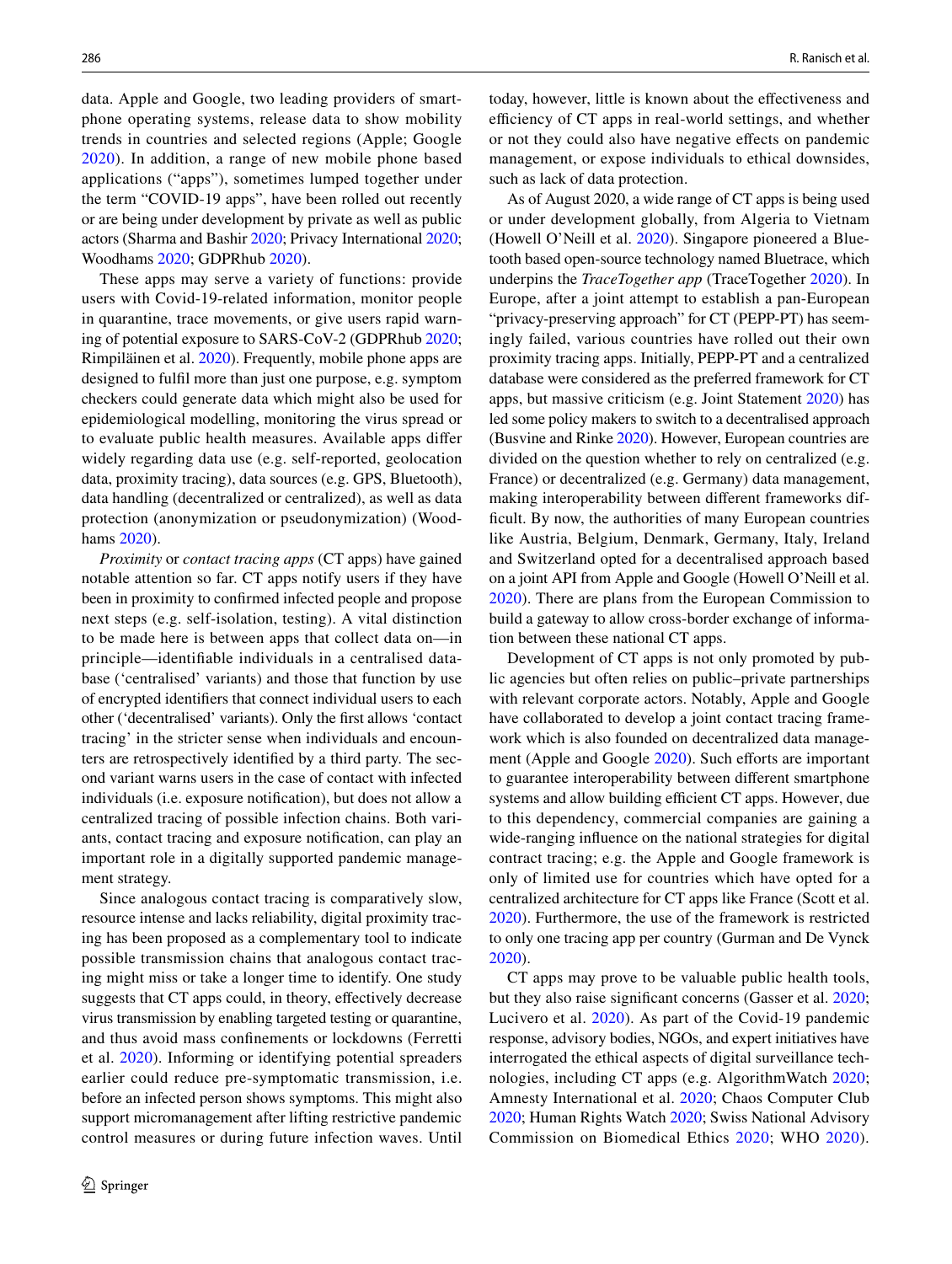data. Apple and Google, two leading providers of smartphone operating systems, release data to show mobility trends in countries and selected regions (Apple; Google 2020). In addition, a range of new mobile phone based applications ("apps"), sometimes lumped together under the term "COVID-19 apps", have been rolled out recently or are being under development by private as well as public actors (Sharma and Bashir 2020; Privacy International 2020; Woodhams 2020; GDPRhub 2020).

These apps may serve a variety of functions: provide users with Covid-19-related information, monitor people in quarantine, trace movements, or give users rapid warning of potential exposure to SARS-CoV-2 (GDPRhub 2020; Rimpiläinen et al. 2020). Frequently, mobile phone apps are designed to fulfil more than just one purpose, e.g. symptom checkers could generate data which might also be used for epidemiological modelling, monitoring the virus spread or to evaluate public health measures. Available apps differ widely regarding data use (e.g. self-reported, geolocation data, proximity tracing), data sources (e.g. GPS, Bluetooth), data handling (decentralized or centralized), as well as data protection (anonymization or pseudonymization) (Woodhams 2020).

*Proximity* or *contact tracing apps* (CT apps) have gained notable attention so far. CT apps notify users if they have been in proximity to confirmed infected people and propose next steps (e.g. self-isolation, testing). A vital distinction to be made here is between apps that collect data on—in principle—identifiable individuals in a centralised database ('centralised' variants) and those that function by use of encrypted identifiers that connect individual users to each other ('decentralised' variants). Only the first allows 'contact tracing' in the stricter sense when individuals and encounters are retrospectively identified by a third party. The second variant warns users in the case of contact with infected individuals (i.e. exposure notification), but does not allow a centralized tracing of possible infection chains. Both variants, contact tracing and exposure notification, can play an important role in a digitally supported pandemic management strategy.

Since analogous contact tracing is comparatively slow, resource intense and lacks reliability, digital proximity tracing has been proposed as a complementary tool to indicate possible transmission chains that analogous contact tracing might miss or take a longer time to identify. One study suggests that CT apps could, in theory, effectively decrease virus transmission by enabling targeted testing or quarantine, and thus avoid mass confinements or lockdowns (Ferretti et al. 2020). Informing or identifying potential spreaders earlier could reduce pre-symptomatic transmission, i.e. before an infected person shows symptoms. This might also support micromanagement after lifting restrictive pandemic control measures or during future infection waves. Until today, however, little is known about the effectiveness and efficiency of CT apps in real-world settings, and whether or not they could also have negative effects on pandemic management, or expose individuals to ethical downsides, such as lack of data protection.

As of August 2020, a wide range of CT apps is being used or under development globally, from Algeria to Vietnam (Howell O'Neill et al. 2020). Singapore pioneered a Bluetooth based open-source technology named Bluetrace, which underpins the *TraceTogether app* (TraceTogether 2020). In Europe, after a joint attempt to establish a pan-European "privacy-preserving approach" for CT (PEPP-PT) has seemingly failed, various countries have rolled out their own proximity tracing apps. Initially, PEPP-PT and a centralized database were considered as the preferred framework for CT apps, but massive criticism (e.g. Joint Statement 2020) has led some policy makers to switch to a decentralised approach (Busvine and Rinke 2020). However, European countries are divided on the question whether to rely on centralized (e.g. France) or decentralized (e.g. Germany) data management, making interoperability between different frameworks difficult. By now, the authorities of many European countries like Austria, Belgium, Denmark, Germany, Italy, Ireland and Switzerland opted for a decentralised approach based on a joint API from Apple and Google (Howell O'Neill et al. 2020). There are plans from the European Commission to build a gateway to allow cross-border exchange of information between these national CT apps.

Development of CT apps is not only promoted by public agencies but often relies on public–private partnerships with relevant corporate actors. Notably, Apple and Google have collaborated to develop a joint contact tracing framework which is also founded on decentralized data management (Apple and Google 2020). Such efforts are important to guarantee interoperability between different smartphone systems and allow building efficient CT apps. However, due to this dependency, commercial companies are gaining a wide-ranging influence on the national strategies for digital contract tracing; e.g. the Apple and Google framework is only of limited use for countries which have opted for a centralized architecture for CT apps like France (Scott et al. 2020). Furthermore, the use of the framework is restricted to only one tracing app per country (Gurman and De Vynck 2020).

CT apps may prove to be valuable public health tools, but they also raise significant concerns (Gasser et al. 2020; Lucivero et al. 2020). As part of the Covid-19 pandemic response, advisory bodies, NGOs, and expert initiatives have interrogated the ethical aspects of digital surveillance technologies, including CT apps (e.g. AlgorithmWatch 2020; Amnesty International et al. 2020; Chaos Computer Club 2020; Human Rights Watch 2020; Swiss National Advisory Commission on Biomedical Ethics 2020; WHO 2020).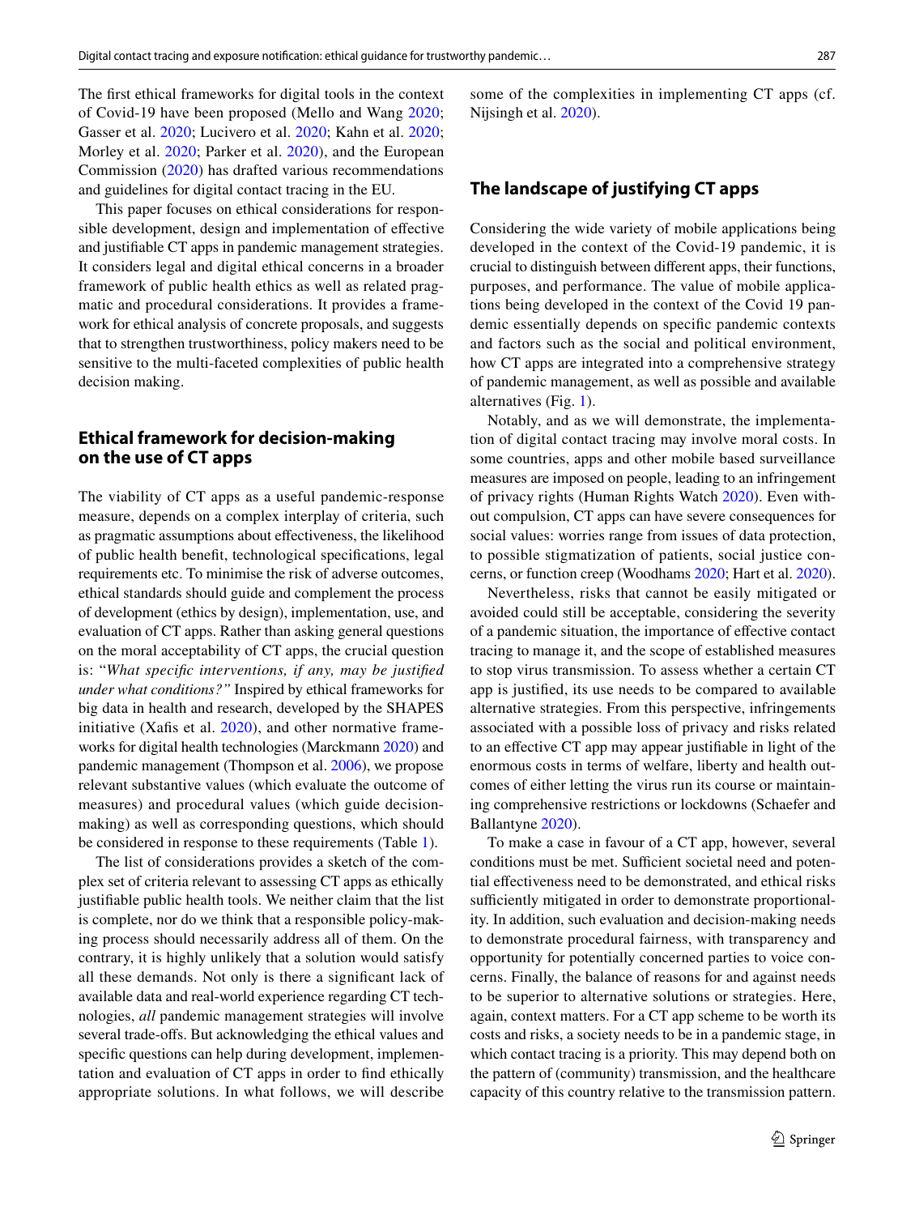The first ethical frameworks for digital tools in the context of Covid-19 have been proposed (Mello and Wang 2020; Gasser et al. 2020; Lucivero et al. 2020; Kahn et al. 2020; Morley et al. 2020; Parker et al. 2020), and the European Commission (2020) has drafted various recommendations and guidelines for digital contact tracing in the EU.

This paper focuses on ethical considerations for responsible development, design and implementation of effective and justifiable CT apps in pandemic management strategies. It considers legal and digital ethical concerns in a broader framework of public health ethics as well as related pragmatic and procedural considerations. It provides a framework for ethical analysis of concrete proposals, and suggests that to strengthen trustworthiness, policy makers need to be sensitive to the multi-faceted complexities of public health decision making.

## Ethical framework for decision-making on the use of CT apps

The viability of CT apps as a useful pandemic-response measure, depends on a complex interplay of criteria, such as pragmatic assumptions about effectiveness, the likelihood of public health benefit, technological specifications, legal requirements etc. To minimise the risk of adverse outcomes, ethical standards should guide and complement the process of development (ethics by design), implementation, use, and evaluation of CT apps. Rather than asking general questions on the moral acceptability of CT apps, the crucial question is: "*What specific interventions, if any, may be justified under what conditions?*" Inspired by ethical frameworks for big data in health and research, developed by the SHAPES initiative (Xafis et al. 2020), and other normative frameworks for digital health technologies (Marckmann 2020) and pandemic management (Thompson et al. 2006), we propose relevant substantive values (which evaluate the outcome of measures) and procedural values (which guide decision-making) as well as corresponding questions, which should be considered in response to these requirements (Table 1).

The list of considerations provides a sketch of the complex set of criteria relevant to assessing CT apps as ethically justifiable public health tools. We neither claim that the list is complete, nor do we think that a responsible policy-making process should necessarily address all of them. On the contrary, it is highly unlikely that a solution would satisfy all these demands. Not only is there a significant lack of available data and real-world experience regarding CT technologies, *all* pandemic management strategies will involve several trade-offs. But acknowledging the ethical values and specific questions can help during development, implementation and evaluation of CT apps in order to find ethically appropriate solutions. In what follows, we will describe some of the complexities in implementing CT apps (cf. Nijsingh et al. 2020).

## The landscape of justifying CT apps

Considering the wide variety of mobile applications being developed in the context of the Covid-19 pandemic, it is crucial to distinguish between different apps, their functions, purposes, and performance. The value of mobile applications being developed in the context of the Covid 19 pandemic essentially depends on specific pandemic contexts and factors such as the social and political environment, how CT apps are integrated into a comprehensive strategy of pandemic management, as well as possible and available alternatives (Fig. 1).

Notably, and as we will demonstrate, the implementation of digital contact tracing may involve moral costs. In some countries, apps and other mobile based surveillance measures are imposed on people, leading to an infringement of privacy rights (Human Rights Watch 2020). Even without compulsion, CT apps can have severe consequences for social values: worries range from issues of data protection, to possible stigmatization of patients, social justice concerns, or function creep (Woodhams 2020; Hart et al. 2020).

Nevertheless, risks that cannot be easily mitigated or avoided could still be acceptable, considering the severity of a pandemic situation, the importance of effective contact tracing to manage it, and the scope of established measures to stop virus transmission. To assess whether a certain CT app is justified, its use needs to be compared to available alternative strategies. From this perspective, infringements associated with a possible loss of privacy and risks related to an effective CT app may appear justifiable in light of the enormous costs in terms of welfare, liberty and health outcomes of either letting the virus run its course or maintaining comprehensive restrictions or lockdowns (Schaefer and Ballantyne 2020).

To make a case in favour of a CT app, however, several conditions must be met. Sufficient societal need and potential effectiveness need to be demonstrated, and ethical risks sufficiently mitigated in order to demonstrate proportionality. In addition, such evaluation and decision-making needs to demonstrate procedural fairness, with transparency and opportunity for potentially concerned parties to voice concerns. Finally, the balance of reasons for and against needs to be superior to alternative solutions or strategies. Here, again, context matters. For a CT app scheme to be worth its costs and risks, a society needs to be in a pandemic stage, in which contact tracing is a priority. This may depend both on the pattern of (community) transmission, and the healthcare capacity of this country relative to the transmission pattern.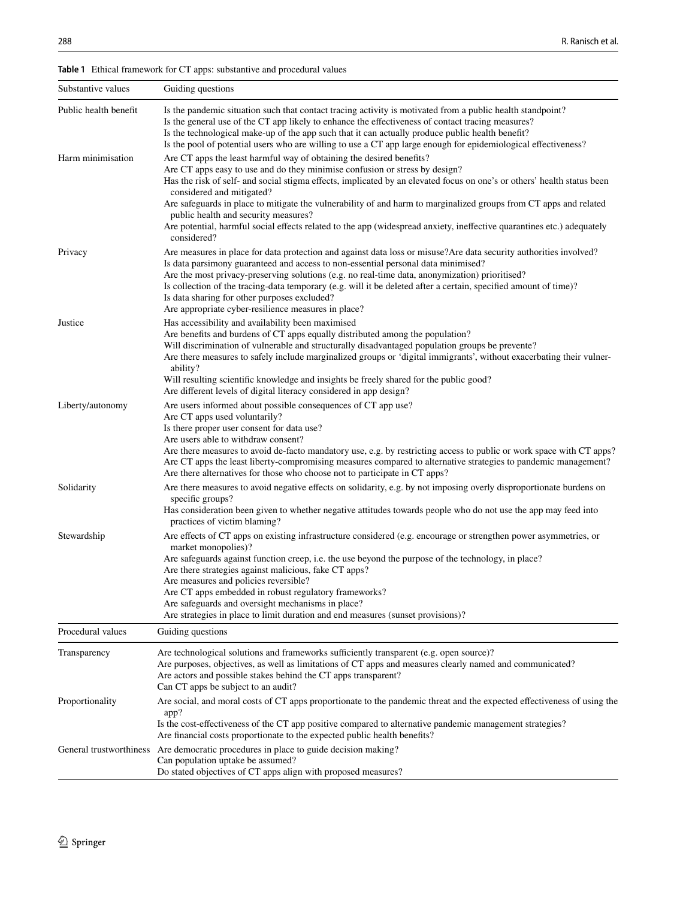**Table 1** Ethical framework for CT apps: substantive and procedural values

| Substantive values | Guiding questions |
|---|---|
| Public health benefit | Is the pandemic situation such that contact tracing activity is motivated from a public health standpoint?<br>Is the general use of the CT app likely to enhance the effectiveness of contact tracing measures?<br>Is the technological make-up of the app such that it can actually produce public health benefit?<br>Is the pool of potential users who are willing to use a CT app large enough for epidemiological effectiveness? |
| Harm minimisation | Are CT apps the least harmful way of obtaining the desired benefits?<br>Are CT apps easy to use and do they minimise confusion or stress by design?<br>Has the risk of self- and social stigma effects, implicated by an elevated focus on one's or others' health status been considered and mitigated?<br>Are safeguards in place to mitigate the vulnerability of and harm to marginalized groups from CT apps and related public health and security measures?<br>Are potential, harmful social effects related to the app (widespread anxiety, ineffective quarantines etc.) adequately considered? |
| Privacy | Are measures in place for data protection and against data loss or misuse?Are data security authorities involved?<br>Is data parsimony guaranteed and access to non-essential personal data minimised?<br>Are the most privacy-preserving solutions (e.g. no real-time data, anonymization) prioritised?<br>Is collection of the tracing-data temporary (e.g. will it be deleted after a certain, specified amount of time)?<br>Is data sharing for other purposes excluded?<br>Are appropriate cyber-resilience measures in place? |
| Justice | Has accessibility and availability been maximised<br>Are benefits and burdens of CT apps equally distributed among the population?<br>Will discrimination of vulnerable and structurally disadvantaged population groups be prevente?<br>Are there measures to safely include marginalized groups or 'digital immigrants', without exacerbating their vulnerability?<br>Will resulting scientific knowledge and insights be freely shared for the public good?<br>Are different levels of digital literacy considered in app design? |
| Liberty/autonomy | Are users informed about possible consequences of CT app use?<br>Are CT apps used voluntarily?<br>Is there proper user consent for data use?<br>Are users able to withdraw consent?<br>Are there measures to avoid de-facto mandatory use, e.g. by restricting access to public or work space with CT apps?<br>Are CT apps the least liberty-compromising measures compared to alternative strategies to pandemic management?<br>Are there alternatives for those who choose not to participate in CT apps? |
| Solidarity | Are there measures to avoid negative effects on solidarity, e.g. by not imposing overly disproportionate burdens on specific groups?<br>Has consideration been given to whether negative attitudes towards people who do not use the app may feed into practices of victim blaming? |
| Stewardship | Are effects of CT apps on existing infrastructure considered (e.g. encourage or strengthen power asymmetries, or market monopolies)?<br>Are safeguards against function creep, i.e. the use beyond the purpose of the technology, in place?<br>Are there strategies against malicious, fake CT apps?<br>Are measures and policies reversible?<br>Are CT apps embedded in robust regulatory frameworks?<br>Are safeguards and oversight mechanisms in place?<br>Are strategies in place to limit duration and end measures (sunset provisions)? |
| **Procedural values** | **Guiding questions** |
| Transparency | Are technological solutions and frameworks sufficiently transparent (e.g. open source)?<br>Are purposes, objectives, as well as limitations of CT apps and measures clearly named and communicated?<br>Are actors and possible stakes behind the CT apps transparent?<br>Can CT apps be subject to an audit? |
| Proportionality | Are social, and moral costs of CT apps proportionate to the pandemic threat and the expected effectiveness of using the app?<br>Is the cost-effectiveness of the CT app positive compared to alternative pandemic management strategies?<br>Are financial costs proportionate to the expected public health benefits? |
| General trustworthiness | Are democratic procedures in place to guide decision making?<br>Can population uptake be assumed?<br>Do stated objectives of CT apps align with proposed measures? |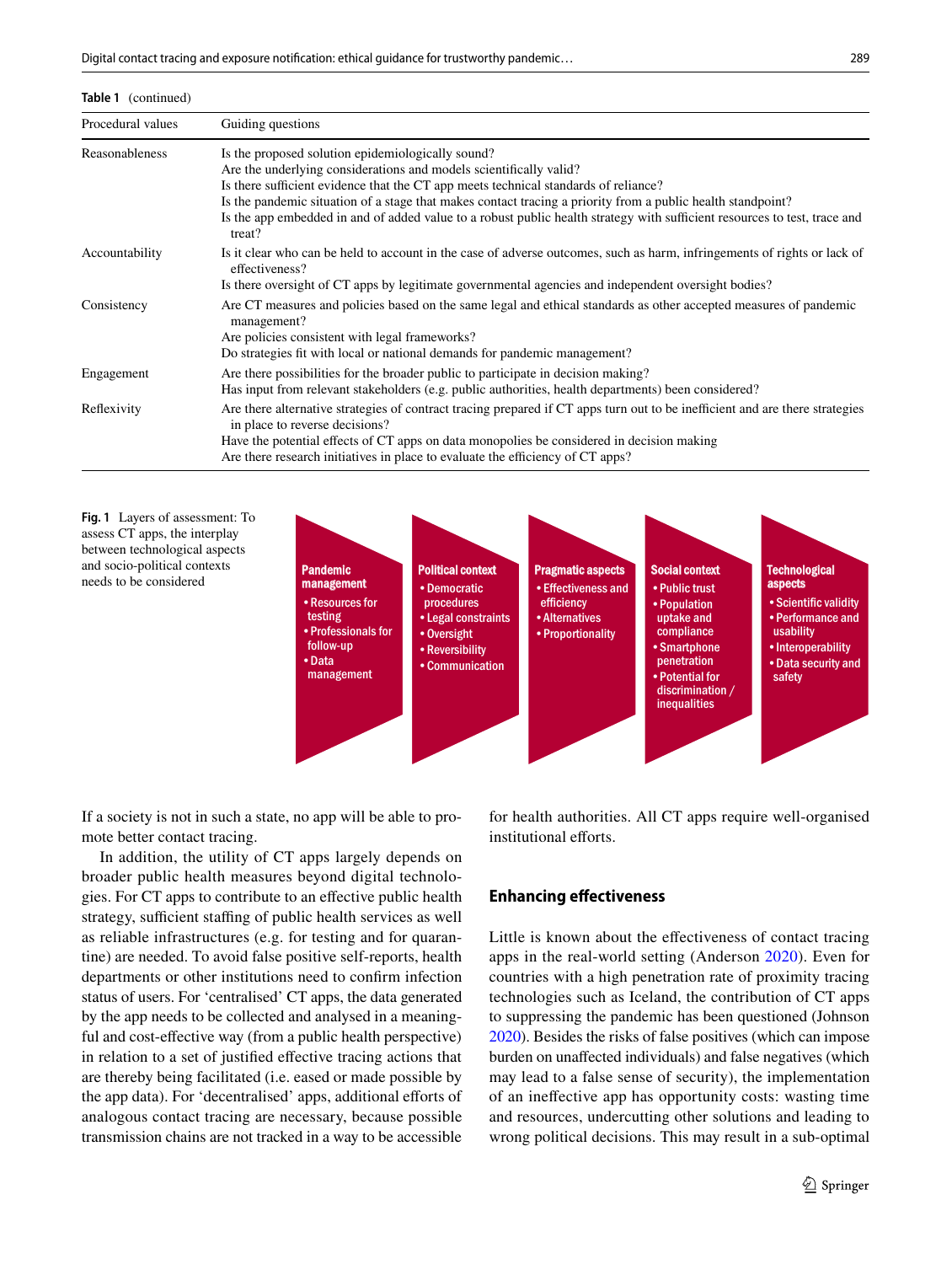**Table 1** (continued)

| Procedural values | Guiding questions |
| --- | --- |
| Reasonableness | Is the proposed solution epidemiologically sound?<br>Are the underlying considerations and models scientifically valid?<br>Is there sufficient evidence that the CT app meets technical standards of reliance?<br>Is the pandemic situation of a stage that makes contact tracing a priority from a public health standpoint?<br>Is the app embedded in and of added value to a robust public health strategy with sufficient resources to test, trace and treat? |
| Accountability | Is it clear who can be held to account in the case of adverse outcomes, such as harm, infringements of rights or lack of effectiveness?<br>Is there oversight of CT apps by legitimate governmental agencies and independent oversight bodies? |
| Consistency | Are CT measures and policies based on the same legal and ethical standards as other accepted measures of pandemic management?<br>Are policies consistent with legal frameworks?<br>Do strategies fit with local or national demands for pandemic management? |
| Engagement | Are there possibilities for the broader public to participate in decision making?<br>Has input from relevant stakeholders (e.g. public authorities, health departments) been considered? |
| Reflexivity | Are there alternative strategies of contract tracing prepared if CT apps turn out to be inefficient and are there strategies in place to reverse decisions?<br>Have the potential effects of CT apps on data monopolies be considered in decision making<br>Are there research initiatives in place to evaluate the efficiency of CT apps? |

**Pandemic management**
- Resources for testing
- Professionals for follow-up
- Data management

**Political context**
- Democratic procedures
- Legal constraints
- Oversight
- Reversibility
- Communication

**Pragmatic aspects**
- Effectiveness and efficiency
- Alternatives
- Proportionality

**Social context**
- Public trust
- Population uptake and compliance
- Smartphone penetration
- Potential for discrimination / inequalities

**Technological aspects**
- Scientific validity
- Performance and usability
- Interoperability
- Data security and safety

**Fig. 1** Layers of assessment: To assess CT apps, the interplay between technological aspects and socio-political contexts needs to be considered

If a society is not in such a state, no app will be able to promote better contact tracing.

In addition, the utility of CT apps largely depends on broader public health measures beyond digital technologies. For CT apps to contribute to an effective public health strategy, sufficient staffing of public health services as well as reliable infrastructures (e.g. for testing and for quarantine) are needed. To avoid false positive self-reports, health departments or other institutions need to confirm infection status of users. For 'centralised' CT apps, the data generated by the app needs to be collected and analysed in a meaningful and cost-effective way (from a public health perspective) in relation to a set of justified effective tracing actions that are thereby being facilitated (i.e. eased or made possible by the app data). For 'decentralised' apps, additional efforts of analogous contact tracing are necessary, because possible transmission chains are not tracked in a way to be accessible for health authorities. All CT apps require well-organised institutional efforts.

## Enhancing effectiveness

Little is known about the effectiveness of contact tracing apps in the real-world setting (Anderson 2020). Even for countries with a high penetration rate of proximity tracing technologies such as Iceland, the contribution of CT apps to suppressing the pandemic has been questioned (Johnson 2020). Besides the risks of false positives (which can impose burden on unaffected individuals) and false negatives (which may lead to a false sense of security), the implementation of an ineffective app has opportunity costs: wasting time and resources, undercutting other solutions and leading to wrong political decisions. This may result in a sub-optimal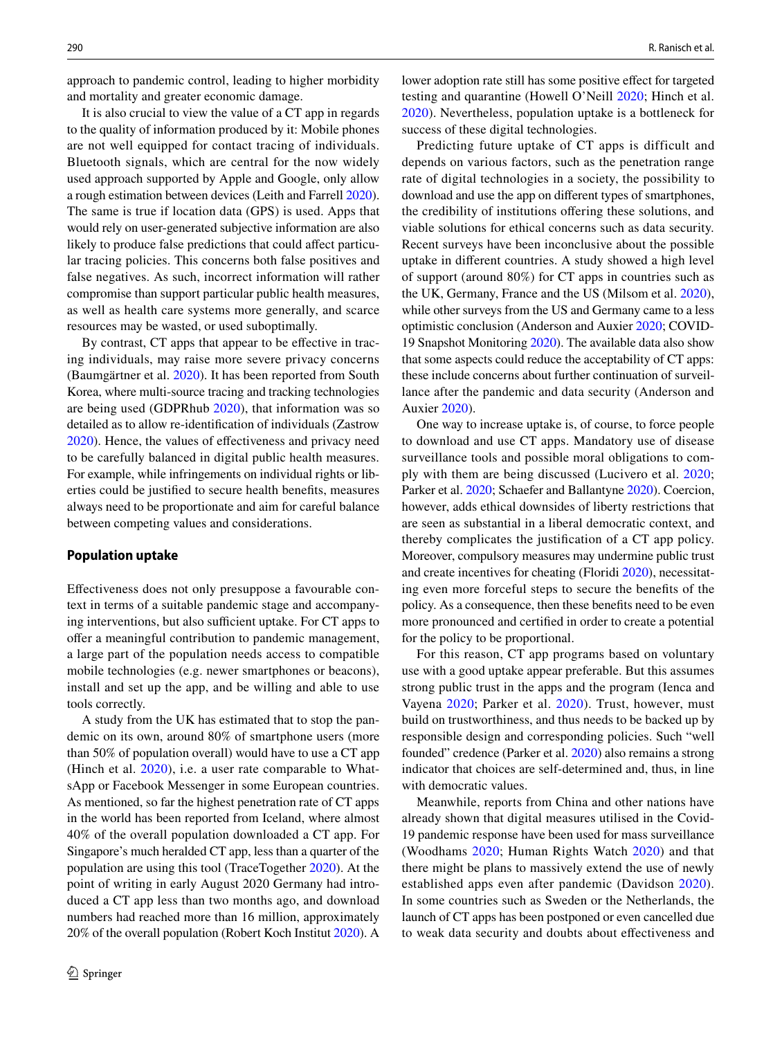approach to pandemic control, leading to higher morbidity and mortality and greater economic damage.

It is also crucial to view the value of a CT app in regards to the quality of information produced by it: Mobile phones are not well equipped for contact tracing of individuals. Bluetooth signals, which are central for the now widely used approach supported by Apple and Google, only allow a rough estimation between devices (Leith and Farrell 2020). The same is true if location data (GPS) is used. Apps that would rely on user-generated subjective information are also likely to produce false predictions that could affect particular tracing policies. This concerns both false positives and false negatives. As such, incorrect information will rather compromise than support particular public health measures, as well as health care systems more generally, and scarce resources may be wasted, or used suboptimally.

By contrast, CT apps that appear to be effective in tracing individuals, may raise more severe privacy concerns (Baumgärtner et al. 2020). It has been reported from South Korea, where multi-source tracing and tracking technologies are being used (GDPRhub 2020), that information was so detailed as to allow re-identification of individuals (Zastrow 2020). Hence, the values of effectiveness and privacy need to be carefully balanced in digital public health measures. For example, while infringements on individual rights or liberties could be justified to secure health benefits, measures always need to be proportionate and aim for careful balance between competing values and considerations.

### Population uptake

Effectiveness does not only presuppose a favourable context in terms of a suitable pandemic stage and accompanying interventions, but also sufficient uptake. For CT apps to offer a meaningful contribution to pandemic management, a large part of the population needs access to compatible mobile technologies (e.g. newer smartphones or beacons), install and set up the app, and be willing and able to use tools correctly.

A study from the UK has estimated that to stop the pandemic on its own, around 80% of smartphone users (more than 50% of population overall) would have to use a CT app (Hinch et al. 2020), i.e. a user rate comparable to WhatsApp or Facebook Messenger in some European countries. As mentioned, so far the highest penetration rate of CT apps in the world has been reported from Iceland, where almost 40% of the overall population downloaded a CT app. For Singapore's much heralded CT app, less than a quarter of the population are using this tool (TraceTogether 2020). At the point of writing in early August 2020 Germany had introduced a CT app less than two months ago, and download numbers had reached more than 16 million, approximately 20% of the overall population (Robert Koch Institut 2020). A lower adoption rate still has some positive effect for targeted testing and quarantine (Howell O'Neill 2020; Hinch et al. 2020). Nevertheless, population uptake is a bottleneck for success of these digital technologies.

Predicting future uptake of CT apps is difficult and depends on various factors, such as the penetration range rate of digital technologies in a society, the possibility to download and use the app on different types of smartphones, the credibility of institutions offering these solutions, and viable solutions for ethical concerns such as data security. Recent surveys have been inconclusive about the possible uptake in different countries. A study showed a high level of support (around 80%) for CT apps in countries such as the UK, Germany, France and the US (Milsom et al. 2020), while other surveys from the US and Germany came to a less optimistic conclusion (Anderson and Auxier 2020; COVID-19 Snapshot Monitoring 2020). The available data also show that some aspects could reduce the acceptability of CT apps: these include concerns about further continuation of surveillance after the pandemic and data security (Anderson and Auxier 2020).

One way to increase uptake is, of course, to force people to download and use CT apps. Mandatory use of disease surveillance tools and possible moral obligations to comply with them are being discussed (Lucivero et al. 2020; Parker et al. 2020; Schaefer and Ballantyne 2020). Coercion, however, adds ethical downsides of liberty restrictions that are seen as substantial in a liberal democratic context, and thereby complicates the justification of a CT app policy. Moreover, compulsory measures may undermine public trust and create incentives for cheating (Floridi 2020), necessitating even more forceful steps to secure the benefits of the policy. As a consequence, then these benefits need to be even more pronounced and certified in order to create a potential for the policy to be proportional.

For this reason, CT app programs based on voluntary use with a good uptake appear preferable. But this assumes strong public trust in the apps and the program (Ienca and Vayena 2020; Parker et al. 2020). Trust, however, must build on trustworthiness, and thus needs to be backed up by responsible design and corresponding policies. Such "well founded" credence (Parker et al. 2020) also remains a strong indicator that choices are self-determined and, thus, in line with democratic values.

Meanwhile, reports from China and other nations have already shown that digital measures utilised in the Covid-19 pandemic response have been used for mass surveillance (Woodhams 2020; Human Rights Watch 2020) and that there might be plans to massively extend the use of newly established apps even after pandemic (Davidson 2020). In some countries such as Sweden or the Netherlands, the launch of CT apps has been postponed or even cancelled due to weak data security and doubts about effectiveness and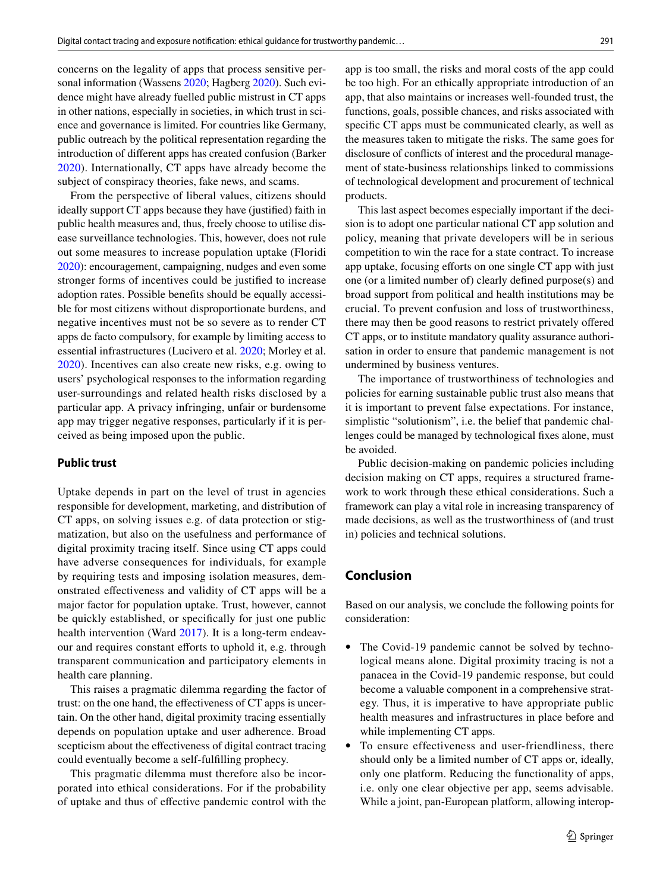concerns on the legality of apps that process sensitive personal information (Wassens 2020; Hagberg 2020). Such evidence might have already fuelled public mistrust in CT apps in other nations, especially in societies, in which trust in science and governance is limited. For countries like Germany, public outreach by the political representation regarding the introduction of different apps has created confusion (Barker 2020). Internationally, CT apps have already become the subject of conspiracy theories, fake news, and scams.

From the perspective of liberal values, citizens should ideally support CT apps because they have (justified) faith in public health measures and, thus, freely choose to utilise disease surveillance technologies. This, however, does not rule out some measures to increase population uptake (Floridi 2020): encouragement, campaigning, nudges and even some stronger forms of incentives could be justified to increase adoption rates. Possible benefits should be equally accessible for most citizens without disproportionate burdens, and negative incentives must not be so severe as to render CT apps de facto compulsory, for example by limiting access to essential infrastructures (Lucivero et al. 2020; Morley et al. 2020). Incentives can also create new risks, e.g. owing to users' psychological responses to the information regarding user-surroundings and related health risks disclosed by a particular app. A privacy infringing, unfair or burdensome app may trigger negative responses, particularly if it is perceived as being imposed upon the public.

### Public trust

Uptake depends in part on the level of trust in agencies responsible for development, marketing, and distribution of CT apps, on solving issues e.g. of data protection or stigmatization, but also on the usefulness and performance of digital proximity tracing itself. Since using CT apps could have adverse consequences for individuals, for example by requiring tests and imposing isolation measures, demonstrated effectiveness and validity of CT apps will be a major factor for population uptake. Trust, however, cannot be quickly established, or specifically for just one public health intervention (Ward 2017). It is a long-term endeavour and requires constant efforts to uphold it, e.g. through transparent communication and participatory elements in health care planning.

This raises a pragmatic dilemma regarding the factor of trust: on the one hand, the effectiveness of CT apps is uncertain. On the other hand, digital proximity tracing essentially depends on population uptake and user adherence. Broad scepticism about the effectiveness of digital contract tracing could eventually become a self-fulfilling prophecy.

This pragmatic dilemma must therefore also be incorporated into ethical considerations. For if the probability of uptake and thus of effective pandemic control with the app is too small, the risks and moral costs of the app could be too high. For an ethically appropriate introduction of an app, that also maintains or increases well-founded trust, the functions, goals, possible chances, and risks associated with specific CT apps must be communicated clearly, as well as the measures taken to mitigate the risks. The same goes for disclosure of conflicts of interest and the procedural management of state-business relationships linked to commissions of technological development and procurement of technical products.

This last aspect becomes especially important if the decision is to adopt one particular national CT app solution and policy, meaning that private developers will be in serious competition to win the race for a state contract. To increase app uptake, focusing efforts on one single CT app with just one (or a limited number of) clearly defined purpose(s) and broad support from political and health institutions may be crucial. To prevent confusion and loss of trustworthiness, there may then be good reasons to restrict privately offered CT apps, or to institute mandatory quality assurance authorisation in order to ensure that pandemic management is not undermined by business ventures.

The importance of trustworthiness of technologies and policies for earning sustainable public trust also means that it is important to prevent false expectations. For instance, simplistic "solutionism", i.e. the belief that pandemic challenges could be managed by technological fixes alone, must be avoided.

Public decision-making on pandemic policies including decision making on CT apps, requires a structured framework to work through these ethical considerations. Such a framework can play a vital role in increasing transparency of made decisions, as well as the trustworthiness of (and trust in) policies and technical solutions.

## Conclusion

Based on our analysis, we conclude the following points for consideration:

- The Covid-19 pandemic cannot be solved by technological means alone. Digital proximity tracing is not a panacea in the Covid-19 pandemic response, but could become a valuable component in a comprehensive strategy. Thus, it is imperative to have appropriate public health measures and infrastructures in place before and while implementing CT apps.
- To ensure effectiveness and user-friendliness, there should only be a limited number of CT apps or, ideally, only one platform. Reducing the functionality of apps, i.e. only one clear objective per app, seems advisable. While a joint, pan-European platform, allowing interop-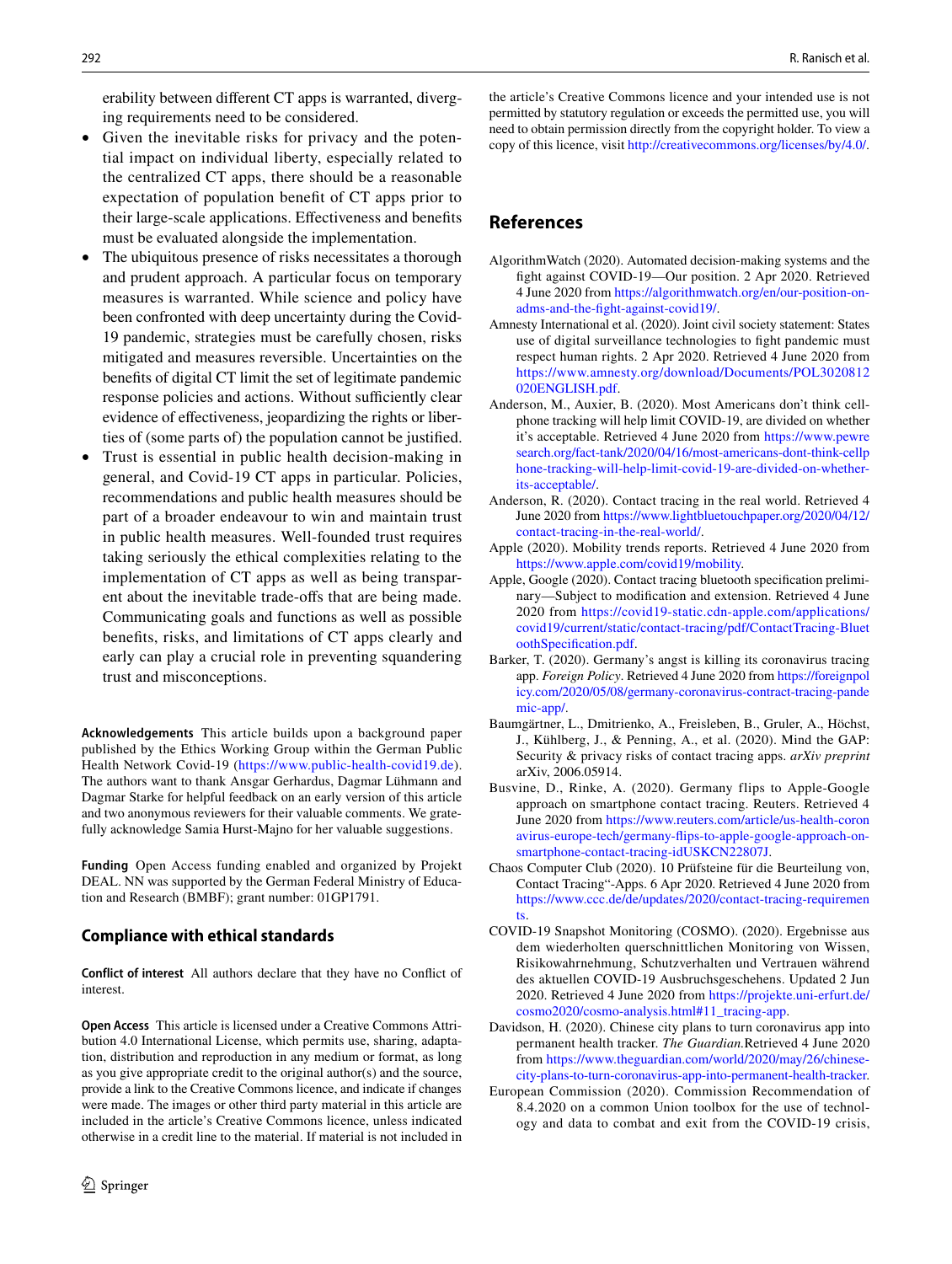erability between different CT apps is warranted, diverging requirements need to be considered.

- Given the inevitable risks for privacy and the potential impact on individual liberty, especially related to the centralized CT apps, there should be a reasonable expectation of population benefit of CT apps prior to their large-scale applications. Effectiveness and benefits must be evaluated alongside the implementation.
- The ubiquitous presence of risks necessitates a thorough and prudent approach. A particular focus on temporary measures is warranted. While science and policy have been confronted with deep uncertainty during the Covid-19 pandemic, strategies must be carefully chosen, risks mitigated and measures reversible. Uncertainties on the benefits of digital CT limit the set of legitimate pandemic response policies and actions. Without sufficiently clear evidence of effectiveness, jeopardizing the rights or liberties of (some parts of) the population cannot be justified.
- Trust is essential in public health decision-making in general, and Covid-19 CT apps in particular. Policies, recommendations and public health measures should be part of a broader endeavour to win and maintain trust in public health measures. Well-founded trust requires taking seriously the ethical complexities relating to the implementation of CT apps as well as being transparent about the inevitable trade-offs that are being made. Communicating goals and functions as well as possible benefits, risks, and limitations of CT apps clearly and early can play a crucial role in preventing squandering trust and misconceptions.

**Acknowledgements** This article builds upon a background paper published by the Ethics Working Group within the German Public Health Network Covid-19 (https://www.public-health-covid19.de). The authors want to thank Ansgar Gerhardus, Dagmar Lühmann and Dagmar Starke for helpful feedback on an early version of this article and two anonymous reviewers for their valuable comments. We gratefully acknowledge Samia Hurst-Majno for her valuable suggestions.

**Funding** Open Access funding enabled and organized by Projekt DEAL. NN was supported by the German Federal Ministry of Education and Research (BMBF); grant number: 01GP1791.

## Compliance with ethical standards

**Conflict of interest** All authors declare that they have no Conflict of interest.

**Open Access** This article is licensed under a Creative Commons Attribution 4.0 International License, which permits use, sharing, adaptation, distribution and reproduction in any medium or format, as long as you give appropriate credit to the original author(s) and the source, provide a link to the Creative Commons licence, and indicate if changes were made. The images or other third party material in this article are included in the article's Creative Commons licence, unless indicated otherwise in a credit line to the material. If material is not included in the article's Creative Commons licence and your intended use is not permitted by statutory regulation or exceeds the permitted use, you will need to obtain permission directly from the copyright holder. To view a copy of this licence, visit http://creativecommons.org/licenses/by/4.0/.

## References

AlgorithmWatch (2020). Automated decision-making systems and the fight against COVID-19—Our position. 2 Apr 2020. Retrieved 4 June 2020 from https://algorithmwatch.org/en/our-position-on-adms-and-the-fight-against-covid19/.

Amnesty International et al. (2020). Joint civil society statement: States use of digital surveillance technologies to fight pandemic must respect human rights. 2 Apr 2020. Retrieved 4 June 2020 from https://www.amnesty.org/download/Documents/POL3020812020ENGLISH.pdf.

Anderson, M., Auxier, B. (2020). Most Americans don't think cellphone tracking will help limit COVID-19, are divided on whether it's acceptable. Retrieved 4 June 2020 from https://www.pewresearch.org/fact-tank/2020/04/16/most-americans-dont-think-cellphone-tracking-will-help-limit-covid-19-are-divided-on-whether-its-acceptable/.

Anderson, R. (2020). Contact tracing in the real world. Retrieved 4 June 2020 from https://www.lightbluetouchpaper.org/2020/04/12/contact-tracing-in-the-real-world/.

Apple (2020). Mobility trends reports. Retrieved 4 June 2020 from https://www.apple.com/covid19/mobility.

Apple, Google (2020). Contact tracing bluetooth specification preliminary—Subject to modification and extension. Retrieved 4 June 2020 from https://covid19-static.cdn-apple.com/applications/covid19/current/static/contact-tracing/pdf/ContactTracing-BluetoothSpecification.pdf.

Barker, T. (2020). Germany's angst is killing its coronavirus tracing app. *Foreign Policy*. Retrieved 4 June 2020 from https://foreignpolicy.com/2020/05/08/germany-coronavirus-contract-tracing-pandemic-app/.

Baumgärtner, L., Dmitrienko, A., Freisleben, B., Gruler, A., Höchst, J., Kühlberg, J., & Penning, A., et al. (2020). Mind the GAP: Security & privacy risks of contact tracing apps. *arXiv preprint* arXiv, 2006.05914.

Busvine, D., Rinke, A. (2020). Germany flips to Apple-Google approach on smartphone contact tracing. Reuters. Retrieved 4 June 2020 from https://www.reuters.com/article/us-health-coronavirus-europe-tech/germany-flips-to-apple-google-approach-on-smartphone-contact-tracing-idUSKCN22807J.

Chaos Computer Club (2020). 10 Prüfsteine für die Beurteilung von, Contact Tracing"-Apps. 6 Apr 2020. Retrieved 4 June 2020 from https://www.ccc.de/de/updates/2020/contact-tracing-requirements.

COVID-19 Snapshot Monitoring (COSMO). (2020). Ergebnisse aus dem wiederholten querschnittlichen Monitoring von Wissen, Risikowahrnehmung, Schutzverhalten und Vertrauen während des aktuellen COVID-19 Ausbruchsgeschehens. Updated 2 Jun 2020. Retrieved 4 June 2020 from https://projekte.uni-erfurt.de/cosmo2020/cosmo-analysis.html#11_tracing-app.

Davidson, H. (2020). Chinese city plans to turn coronavirus app into permanent health tracker. *The Guardian.*Retrieved 4 June 2020 from https://www.theguardian.com/world/2020/may/26/chinese-city-plans-to-turn-coronavirus-app-into-permanent-health-tracker.

European Commission (2020). Commission Recommendation of 8.4.2020 on a common Union toolbox for the use of technology and data to combat and exit from the COVID-19 crisis,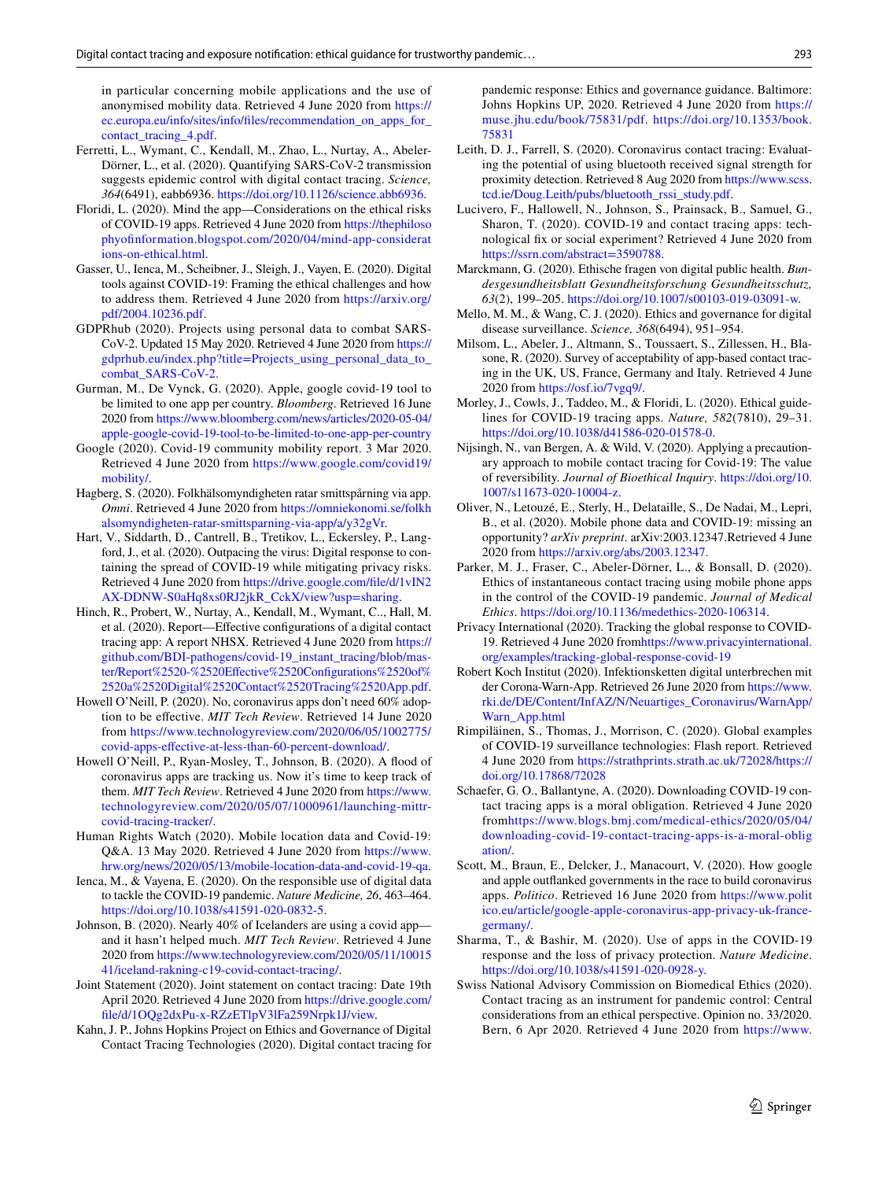in particular concerning mobile applications and the use of anonymised mobility data. Retrieved 4 June 2020 from https://ec.europa.eu/info/sites/info/files/recommendation_on_apps_for_contact_tracing_4.pdf.

Ferretti, L., Wymant, C., Kendall, M., Zhao, L., Nurtay, A., Abeler-Dörner, L., et al. (2020). Quantifying SARS-CoV-2 transmission suggests epidemic control with digital contact tracing. *Science, 364*(6491), eabb6936. https://doi.org/10.1126/science.abb6936.

Floridi, L. (2020). Mind the app—Considerations on the ethical risks of COVID-19 apps. Retrieved 4 June 2020 from https://thephilosophyofinformation.blogspot.com/2020/04/mind-app-considerations-on-ethical.html.

Gasser, U., Ienca, M., Scheibner, J., Sleigh, J., Vayen, E. (2020). Digital tools against COVID-19: Framing the ethical challenges and how to address them. Retrieved 4 June 2020 from https://arxiv.org/pdf/2004.10236.pdf.

GDPRhub (2020). Projects using personal data to combat SARS-CoV-2. Updated 15 May 2020. Retrieved 4 June 2020 from https://gdprhub.eu/index.php?title=Projects_using_personal_data_to_combat_SARS-CoV-2.

Gurman, M., De Vynck, G. (2020). Apple, google covid-19 tool to be limited to one app per country. *Bloomberg*. Retrieved 16 June 2020 from https://www.bloomberg.com/news/articles/2020-05-04/apple-google-covid-19-tool-to-be-limited-to-one-app-per-country

Google (2020). Covid-19 community mobility report. 3 Mar 2020. Retrieved 4 June 2020 from https://www.google.com/covid19/mobility/.

Hagberg, S. (2020). Folkhälsomyndigheten ratar smittspårning via app. *Omni*. Retrieved 4 June 2020 from https://omniekonomi.se/folkhalsomyndigheten-ratar-smittsparning-via-app/a/y32gVr.

Hart, V., Siddarth, D., Cantrell, B., Tretikov, L., Eckersley, P., Langford, J., et al. (2020). Outpacing the virus: Digital response to containing the spread of COVID-19 while mitigating privacy risks. Retrieved 4 June 2020 from https://drive.google.com/file/d/1vIN2AX-DDNW-S0aHq8xs0RJ2jkR_CckX/view?usp=sharing.

Hinch, R., Probert, W., Nurtay, A., Kendall, M., Wymant, C., Hall, M. et al. (2020). Report—Effective configurations of a digital contact tracing app: A report NHSX. Retrieved 4 June 2020 from https://github.com/BDI-pathogens/covid-19_instant_tracing/blob/master/Report%2520-%2520Effective%2520Configurations%2520of%2520a%2520Digital%2520Contact%2520Tracing%2520App.pdf.

Howell O'Neill, P. (2020). No, coronavirus apps don't need 60% adoption to be effective. *MIT Tech Review*. Retrieved 14 June 2020 from https://www.technologyreview.com/2020/06/05/1002775/covid-apps-effective-at-less-than-60-percent-download/.

Howell O'Neill, P., Ryan-Mosley, T., Johnson, B. (2020). A flood of coronavirus apps are tracking us. Now it's time to keep track of them. *MIT Tech Review*. Retrieved 4 June 2020 from https://www.technologyreview.com/2020/05/07/1000961/launching-mittr-covid-tracing-tracker/.

Human Rights Watch (2020). Mobile location data and Covid-19: Q&A. 13 May 2020. Retrieved 4 June 2020 from https://www.hrw.org/news/2020/05/13/mobile-location-data-and-covid-19-qa.

Ienca, M., & Vayena, E. (2020). On the responsible use of digital data to tackle the COVID-19 pandemic. *Nature Medicine, 26*, 463–464. https://doi.org/10.1038/s41591-020-0832-5.

Johnson, B. (2020). Nearly 40% of Icelanders are using a covid app—and it hasn't helped much. *MIT Tech Review*. Retrieved 4 June 2020 from https://www.technologyreview.com/2020/05/11/1001541/iceland-rakning-c19-covid-contact-tracing/.

Joint Statement (2020). Joint statement on contact tracing: Date 19th April 2020. Retrieved 4 June 2020 from https://drive.google.com/file/d/1OQg2dxPu-x-RZzETlpV3lFa259Nrpk1J/view.

Kahn, J. P., Johns Hopkins Project on Ethics and Governance of Digital Contact Tracing Technologies (2020). Digital contact tracing for pandemic response: Ethics and governance guidance. Baltimore: Johns Hopkins UP, 2020. Retrieved 4 June 2020 from https://muse.jhu.edu/book/75831/pdf. https://doi.org/10.1353/book.75831

Leith, D. J., Farrell, S. (2020). Coronavirus contact tracing: Evaluating the potential of using bluetooth received signal strength for proximity detection. Retrieved 8 Aug 2020 from https://www.scss.tcd.ie/Doug.Leith/pubs/bluetooth_rssi_study.pdf.

Lucivero, F., Hallowell, N., Johnson, S., Prainsack, B., Samuel, G., Sharon, T. (2020). COVID-19 and contact tracing apps: technological fix or social experiment? Retrieved 4 June 2020 from https://ssrn.com/abstract=3590788.

Marckmann, G. (2020). Ethische fragen von digital public health. *Bundesgesundheitsblatt Gesundheitsforschung Gesundheitsschutz, 63*(2), 199–205. https://doi.org/10.1007/s00103-019-03091-w.

Mello, M. M., & Wang, C. J. (2020). Ethics and governance for digital disease surveillance. *Science, 368*(6494), 951–954.

Milsom, L., Abeler, J., Altmann, S., Toussaert, S., Zillessen, H., Blasone, R. (2020). Survey of acceptability of app-based contact tracing in the UK, US, France, Germany and Italy. Retrieved 4 June 2020 from https://osf.io/7vgq9/.

Morley, J., Cowls, J., Taddeo, M., & Floridi, L. (2020). Ethical guidelines for COVID-19 tracing apps. *Nature, 582*(7810), 29–31. https://doi.org/10.1038/d41586-020-01578-0.

Nijsingh, N., van Bergen, A. & Wild, V. (2020). Applying a precautionary approach to mobile contact tracing for Covid-19: The value of reversibility. *Journal of Bioethical Inquiry*. https://doi.org/10.1007/s11673-020-10004-z.

Oliver, N., Letouzé, E., Sterly, H., Delataille, S., De Nadai, M., Lepri, B., et al. (2020). Mobile phone data and COVID-19: missing an opportunity? *arXiv preprint*. arXiv:2003.12347.Retrieved 4 June 2020 from https://arxiv.org/abs/2003.12347.

Parker, M. J., Fraser, C., Abeler-Dörner, L., & Bonsall, D. (2020). Ethics of instantaneous contact tracing using mobile phone apps in the control of the COVID-19 pandemic. *Journal of Medical Ethics*. https://doi.org/10.1136/medethics-2020-106314.

Privacy International (2020). Tracking the global response to COVID-19. Retrieved 4 June 2020 fromhttps://www.privacyinternational.org/examples/tracking-global-response-covid-19

Robert Koch Institut (2020). Infektionsketten digital unterbrechen mit der Corona-Warn-App. Retrieved 26 June 2020 from https://www.rki.de/DE/Content/InfAZ/N/Neuartiges_Coronavirus/WarnApp/Warn_App.html

Rimpiläinen, S., Thomas, J., Morrison, C. (2020). Global examples of COVID-19 surveillance technologies: Flash report. Retrieved 4 June 2020 from https://strathprints.strath.ac.uk/72028/https://doi.org/10.17868/72028

Schaefer, G. O., Ballantyne, A. (2020). Downloading COVID-19 contact tracing apps is a moral obligation. Retrieved 4 June 2020 fromhttps://www.blogs.bmj.com/medical-ethics/2020/05/04/downloading-covid-19-contact-tracing-apps-is-a-moral-obligation/.

Scott, M., Braun, E., Delcker, J., Manacourt, V. (2020). How google and apple outflanked governments in the race to build coronavirus apps. *Politico*. Retrieved 16 June 2020 from https://www.politico.eu/article/google-apple-coronavirus-app-privacy-uk-france-germany/.

Sharma, T., & Bashir, M. (2020). Use of apps in the COVID-19 response and the loss of privacy protection. *Nature Medicine*. https://doi.org/10.1038/s41591-020-0928-y.

Swiss National Advisory Commission on Biomedical Ethics (2020). Contact tracing as an instrument for pandemic control: Central considerations from an ethical perspective. Opinion no. 33/2020. Bern, 6 Apr 2020. Retrieved 4 June 2020 from https://www.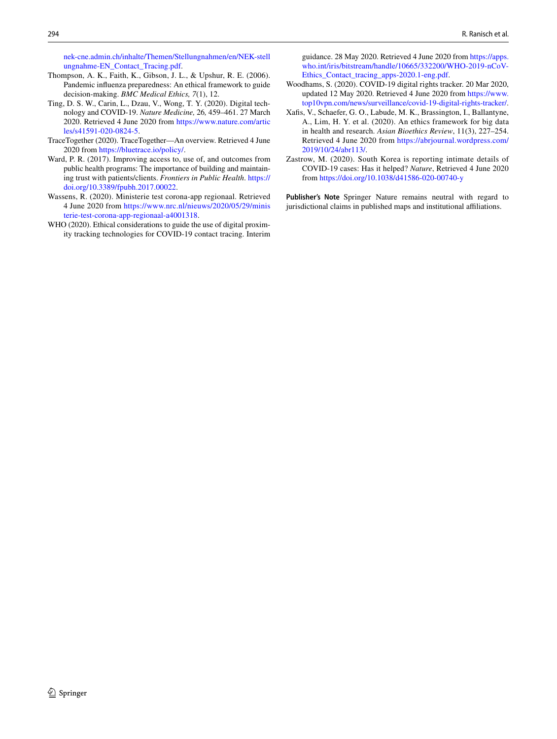nek-cne.admin.ch/inhalte/Themen/Stellungnahmen/en/NEK-stellungnahme-EN_Contact_Tracing.pdf.

Thompson, A. K., Faith, K., Gibson, J. L., & Upshur, R. E. (2006). Pandemic influenza preparedness: An ethical framework to guide decision-making. *BMC Medical Ethics, 7*(1), 12.

Ting, D. S. W., Carin, L., Dzau, V., Wong, T. Y. (2020). Digital technology and COVID-19. *Nature Medicine,* 26, 459–461. 27 March 2020. Retrieved 4 June 2020 from https://www.nature.com/articles/s41591-020-0824-5.

TraceTogether (2020). TraceTogether—An overview. Retrieved 4 June 2020 from https://bluetrace.io/policy/.

Ward, P. R. (2017). Improving access to, use of, and outcomes from public health programs: The importance of building and maintaining trust with patients/clients. *Frontiers in Public Health*. https://doi.org/10.3389/fpubh.2017.00022.

Wassens, R. (2020). Ministerie test corona-app regionaal. Retrieved 4 June 2020 from https://www.nrc.nl/nieuws/2020/05/29/ministerie-test-corona-app-regionaal-a4001318.

WHO (2020). Ethical considerations to guide the use of digital proximity tracking technologies for COVID-19 contact tracing. Interim guidance. 28 May 2020. Retrieved 4 June 2020 from https://apps.who.int/iris/bitstream/handle/10665/332200/WHO-2019-nCoV-Ethics_Contact_tracing_apps-2020.1-eng.pdf.

Woodhams, S. (2020). COVID-19 digital rights tracker. 20 Mar 2020, updated 12 May 2020. Retrieved 4 June 2020 from https://www.top10vpn.com/news/surveillance/covid-19-digital-rights-tracker/.

Xafis, V., Schaefer, G. O., Labude, M. K., Brassington, I., Ballantyne, A., Lim, H. Y. et al. (2020). An ethics framework for big data in health and research. *Asian Bioethics Review*, 11(3), 227–254. Retrieved 4 June 2020 from https://abrjournal.wordpress.com/2019/10/24/abr113/.

Zastrow, M. (2020). South Korea is reporting intimate details of COVID-19 cases: Has it helped? *Nature*, Retrieved 4 June 2020 from https://doi.org/10.1038/d41586-020-00740-y

**Publisher's Note** Springer Nature remains neutral with regard to jurisdictional claims in published maps and institutional affiliations.